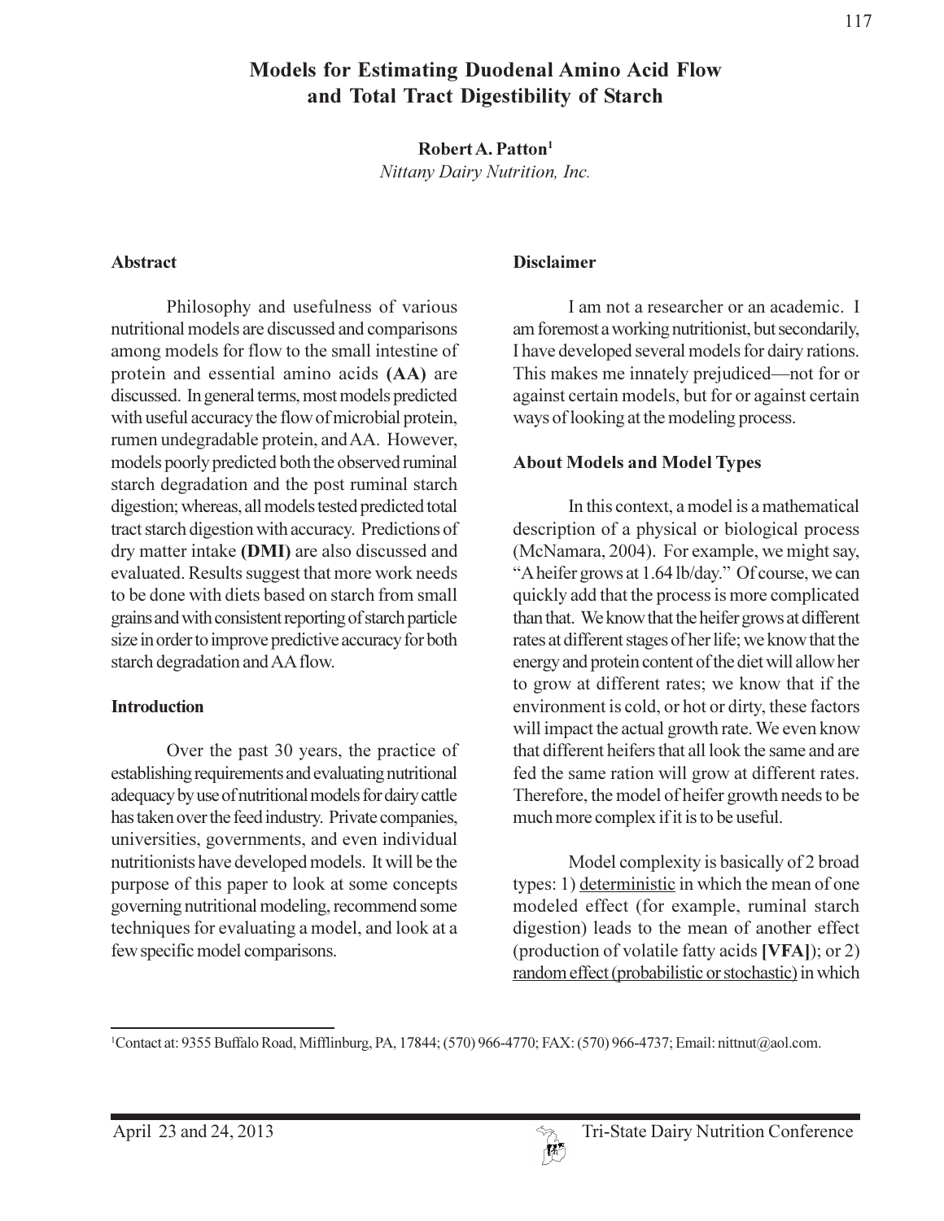# Models for Estimating Duodenal Amino Acid Flow and Total Tract Digestibility of Starch

**Robert A. Patton[1]**

*Nittany Dairy Nutrition, Inc.*

## Abstract

Philosophy and usefulness of various nutritional models are discussed and comparisons among models for flow to the small intestine of protein and essential amino acids **(AA)** are discussed. In general terms, most models predicted with useful accuracy the flow of microbial protein, rumen undegradable protein, and AA. However, models poorly predicted both the observed ruminal starch degradation and the post ruminal starch digestion; whereas, all models tested predicted total tract starch digestion with accuracy. Predictions of dry matter intake **(DMI)** are also discussed and evaluated. Results suggest that more work needs to be done with diets based on starch from small grains and with consistent reporting of starch particle size in order to improve predictive accuracy for both starch degradation and AA flow.

## Introduction

Over the past 30 years, the practice of establishing requirements and evaluating nutritional adequacy by use of nutritional models for dairy cattle has taken over the feed industry. Private companies, universities, governments, and even individual nutritionists have developed models. It will be the purpose of this paper to look at some concepts governing nutritional modeling, recommend some techniques for evaluating a model, and look at a few specific model comparisons.

## Disclaimer

I am not a researcher or an academic. I am foremost a working nutritionist, but secondarily, I have developed several models for dairy rations. This makes me innately prejudiced—not for or against certain models, but for or against certain ways of looking at the modeling process.

## About Models and Model Types

In this context, a model is a mathematical description of a physical or biological process (McNamara, 2004). For example, we might say, "A heifer grows at 1.64 lb/day." Of course, we can quickly add that the process is more complicated than that. We know that the heifer grows at different rates at different stages of her life; we know that the energy and protein content of the diet will allow her to grow at different rates; we know that if the environment is cold, or hot or dirty, these factors will impact the actual growth rate. We even know that different heifers that all look the same and are fed the same ration will grow at different rates. Therefore, the model of heifer growth needs to be much more complex if it is to be useful.

Model complexity is basically of 2 broad types: 1) <u>deterministic</u> in which the mean of one modeled effect (for example, ruminal starch digestion) leads to the mean of another effect (production of volatile fatty acids **[VFA]**); or 2) <u>random effect (probabilistic or stochastic)</u> in which

[1]Contact at: 9355 Buffalo Road, Mifflinburg, PA, 17844; (570) 966-4770; FAX: (570) 966-4737; Email: nittnut@aol.com.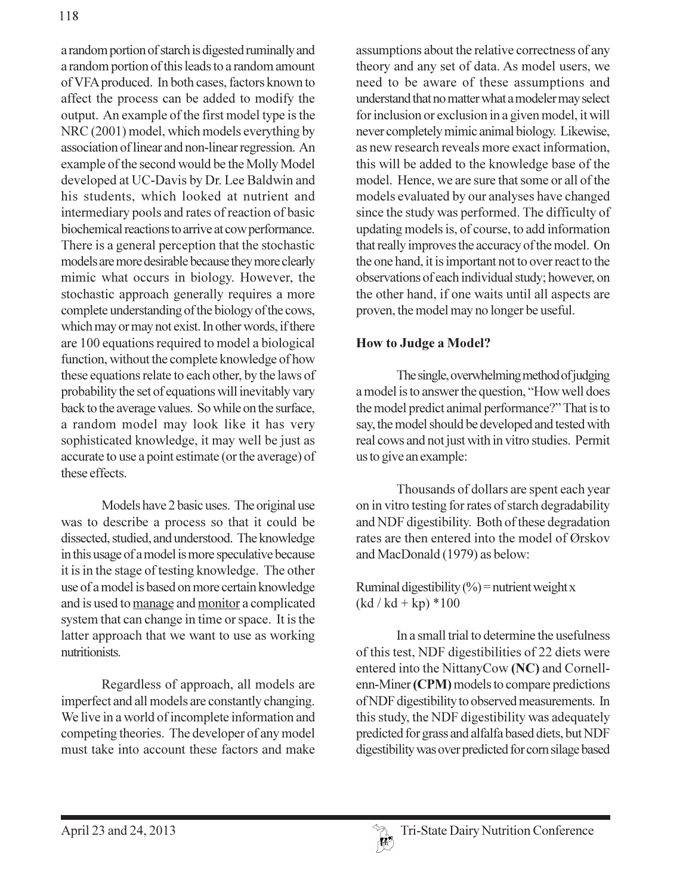a random portion of starch is digested ruminally and a random portion of this leads to a random amount of VFA produced. In both cases, factors known to affect the process can be added to modify the output. An example of the first model type is the NRC (2001) model, which models everything by association of linear and non-linear regression. An example of the second would be the Molly Model developed at UC-Davis by Dr. Lee Baldwin and his students, which looked at nutrient and intermediary pools and rates of reaction of basic biochemical reactions to arrive at cow performance. There is a general perception that the stochastic models are more desirable because they more clearly mimic what occurs in biology. However, the stochastic approach generally requires a more complete understanding of the biology of the cows, which may or may not exist. In other words, if there are 100 equations required to model a biological function, without the complete knowledge of how these equations relate to each other, by the laws of probability the set of equations will inevitably vary back to the average values. So while on the surface, a random model may look like it has very sophisticated knowledge, it may well be just as accurate to use a point estimate (or the average) of these effects.

Models have 2 basic uses. The original use was to describe a process so that it could be dissected, studied, and understood. The knowledge in this usage of a model is more speculative because it is in the stage of testing knowledge. The other use of a model is based on more certain knowledge and is used to <u>manage</u> and <u>monitor</u> a complicated system that can change in time or space. It is the latter approach that we want to use as working nutritionists.

Regardless of approach, all models are imperfect and all models are constantly changing. We live in a world of incomplete information and competing theories. The developer of any model must take into account these factors and make assumptions about the relative correctness of any theory and any set of data. As model users, we need to be aware of these assumptions and understand that no matter what a modeler may select for inclusion or exclusion in a given model, it will never completely mimic animal biology. Likewise, as new research reveals more exact information, this will be added to the knowledge base of the model. Hence, we are sure that some or all of the models evaluated by our analyses have changed since the study was performed. The difficulty of updating models is, of course, to add information that really improves the accuracy of the model. On the one hand, it is important not to over react to the observations of each individual study; however, on the other hand, if one waits until all aspects are proven, the model may no longer be useful.

**How to Judge a Model?**

The single, overwhelming method of judging a model is to answer the question, "How well does the model predict animal performance?" That is to say, the model should be developed and tested with real cows and not just with in vitro studies. Permit us to give an example:

Thousands of dollars are spent each year on in vitro testing for rates of starch degradability and NDF digestibility. Both of these degradation rates are then entered into the model of Ørskov and MacDonald (1979) as below:

Ruminal digestibility (%) = nutrient weight x (kd / kd + kp) *100

In a small trial to determine the usefulness of this test, NDF digestibilities of 22 diets were entered into the NittanyCow **(NC)** and Cornell-enn-Miner **(CPM)** models to compare predictions of NDF digestibility to observed measurements. In this study, the NDF digestibility was adequately predicted for grass and alfalfa based diets, but NDF digestibility was over predicted for corn silage based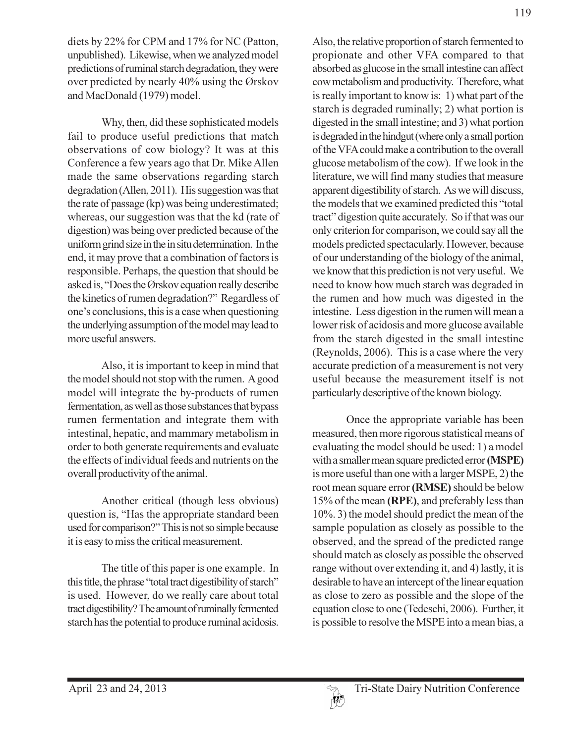diets by 22% for CPM and 17% for NC (Patton, unpublished). Likewise, when we analyzed model predictions of ruminal starch degradation, they were over predicted by nearly 40% using the Ørskov and MacDonald (1979) model.

Why, then, did these sophisticated models fail to produce useful predictions that match observations of cow biology? It was at this Conference a few years ago that Dr. Mike Allen made the same observations regarding starch degradation (Allen, 2011). His suggestion was that the rate of passage (kp) was being underestimated; whereas, our suggestion was that the kd (rate of digestion) was being over predicted because of the uniform grind size in the in situ determination. In the end, it may prove that a combination of factors is responsible. Perhaps, the question that should be asked is, "Does the Ørskov equation really describe the kinetics of rumen degradation?" Regardless of one's conclusions, this is a case when questioning the underlying assumption of the model may lead to more useful answers.

Also, it is important to keep in mind that the model should not stop with the rumen. A good model will integrate the by-products of rumen fermentation, as well as those substances that bypass rumen fermentation and integrate them with intestinal, hepatic, and mammary metabolism in order to both generate requirements and evaluate the effects of individual feeds and nutrients on the overall productivity of the animal.

Another critical (though less obvious) question is, "Has the appropriate standard been used for comparison?" This is not so simple because it is easy to miss the critical measurement.

The title of this paper is one example. In this title, the phrase "total tract digestibility of starch" is used. However, do we really care about total tract digestibility? The amount of ruminally fermented starch has the potential to produce ruminal acidosis. Also, the relative proportion of starch fermented to propionate and other VFA compared to that absorbed as glucose in the small intestine can affect cow metabolism and productivity. Therefore, what is really important to know is: 1) what part of the starch is degraded ruminally; 2) what portion is digested in the small intestine; and 3) what portion is degraded in the hindgut (where only a small portion of the VFA could make a contribution to the overall glucose metabolism of the cow). If we look in the literature, we will find many studies that measure apparent digestibility of starch. As we will discuss, the models that we examined predicted this "total tract" digestion quite accurately. So if that was our only criterion for comparison, we could say all the models predicted spectacularly. However, because of our understanding of the biology of the animal, we know that this prediction is not very useful. We need to know how much starch was degraded in the rumen and how much was digested in the intestine. Less digestion in the rumen will mean a lower risk of acidosis and more glucose available from the starch digested in the small intestine (Reynolds, 2006). This is a case where the very accurate prediction of a measurement is not very useful because the measurement itself is not particularly descriptive of the known biology.

Once the appropriate variable has been measured, then more rigorous statistical means of evaluating the model should be used: 1) a model with a smaller mean square predicted error **(MSPE)** is more useful than one with a larger MSPE, 2) the root mean square error **(RMSE)** should be below 15% of the mean **(RPE)**, and preferably less than 10%. 3) the model should predict the mean of the sample population as closely as possible to the observed, and the spread of the predicted range should match as closely as possible the observed range without over extending it, and 4) lastly, it is desirable to have an intercept of the linear equation as close to zero as possible and the slope of the equation close to one (Tedeschi, 2006). Further, it is possible to resolve the MSPE into a mean bias, a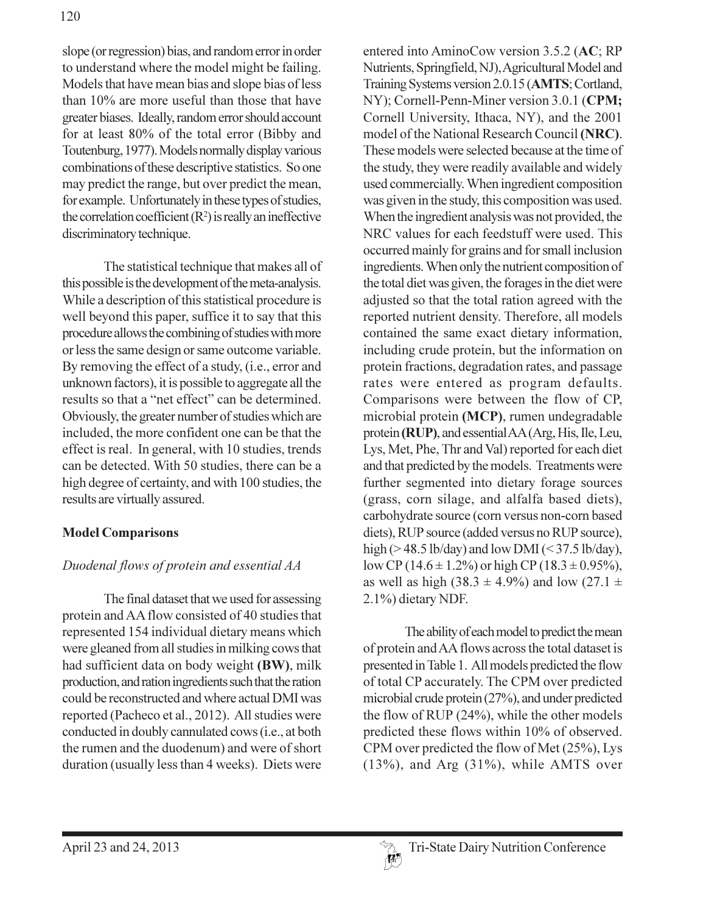slope (or regression) bias, and random error in order to understand where the model might be failing. Models that have mean bias and slope bias of less than 10% are more useful than those that have greater biases. Ideally, random error should account for at least 80% of the total error (Bibby and Toutenburg, 1977). Models normally display various combinations of these descriptive statistics. So one may predict the range, but over predict the mean, for example. Unfortunately in these types of studies, the correlation coefficient ($R^2$) is really an ineffective discriminatory technique.

The statistical technique that makes all of this possible is the development of the meta-analysis. While a description of this statistical procedure is well beyond this paper, suffice it to say that this procedure allows the combining of studies with more or less the same design or same outcome variable. By removing the effect of a study, (i.e., error and unknown factors), it is possible to aggregate all the results so that a "net effect" can be determined. Obviously, the greater number of studies which are included, the more confident one can be that the effect is real. In general, with 10 studies, trends can be detected. With 50 studies, there can be a high degree of certainty, and with 100 studies, the results are virtually assured.

## Model Comparisons

### *Duodenal flows of protein and essential AA*

The final dataset that we used for assessing protein and AA flow consisted of 40 studies that represented 154 individual dietary means which were gleaned from all studies in milking cows that had sufficient data on body weight **(BW)**, milk production, and ration ingredients such that the ration could be reconstructed and where actual DMI was reported (Pacheco et al., 2012). All studies were conducted in doubly cannulated cows (i.e., at both the rumen and the duodenum) and were of short duration (usually less than 4 weeks). Diets were entered into AminoCow version 3.5.2 (**AC**; RP Nutrients, Springfield, NJ), Agricultural Model and Training Systems version 2.0.15 (**AMTS**; Cortland, NY); Cornell-Penn-Miner version 3.0.1 (**CPM;** Cornell University, Ithaca, NY), and the 2001 model of the National Research Council **(NRC)**. These models were selected because at the time of the study, they were readily available and widely used commercially. When ingredient composition was given in the study, this composition was used. When the ingredient analysis was not provided, the NRC values for each feedstuff were used. This occurred mainly for grains and for small inclusion ingredients. When only the nutrient composition of the total diet was given, the forages in the diet were adjusted so that the total ration agreed with the reported nutrient density. Therefore, all models contained the same exact dietary information, including crude protein, but the information on protein fractions, degradation rates, and passage rates were entered as program defaults. Comparisons were between the flow of CP, microbial protein **(MCP)**, rumen undegradable protein **(RUP)**, and essential AA (Arg, His, Ile, Leu, Lys, Met, Phe, Thr and Val) reported for each diet and that predicted by the models. Treatments were further segmented into dietary forage sources (grass, corn silage, and alfalfa based diets), carbohydrate source (corn versus non-corn based diets), RUP source (added versus no RUP source), high (> 48.5 lb/day) and low DMI (< 37.5 lb/day), low CP (14.6 ± 1.2%) or high CP (18.3 ± 0.95%), as well as high (38.3 ± 4.9%) and low (27.1 ± 2.1%) dietary NDF.

The ability of each model to predict the mean of protein and AA flows across the total dataset is presented in Table 1. All models predicted the flow of total CP accurately. The CPM over predicted microbial crude protein (27%), and under predicted the flow of RUP (24%), while the other models predicted these flows within 10% of observed. CPM over predicted the flow of Met (25%), Lys (13%), and Arg (31%), while AMTS over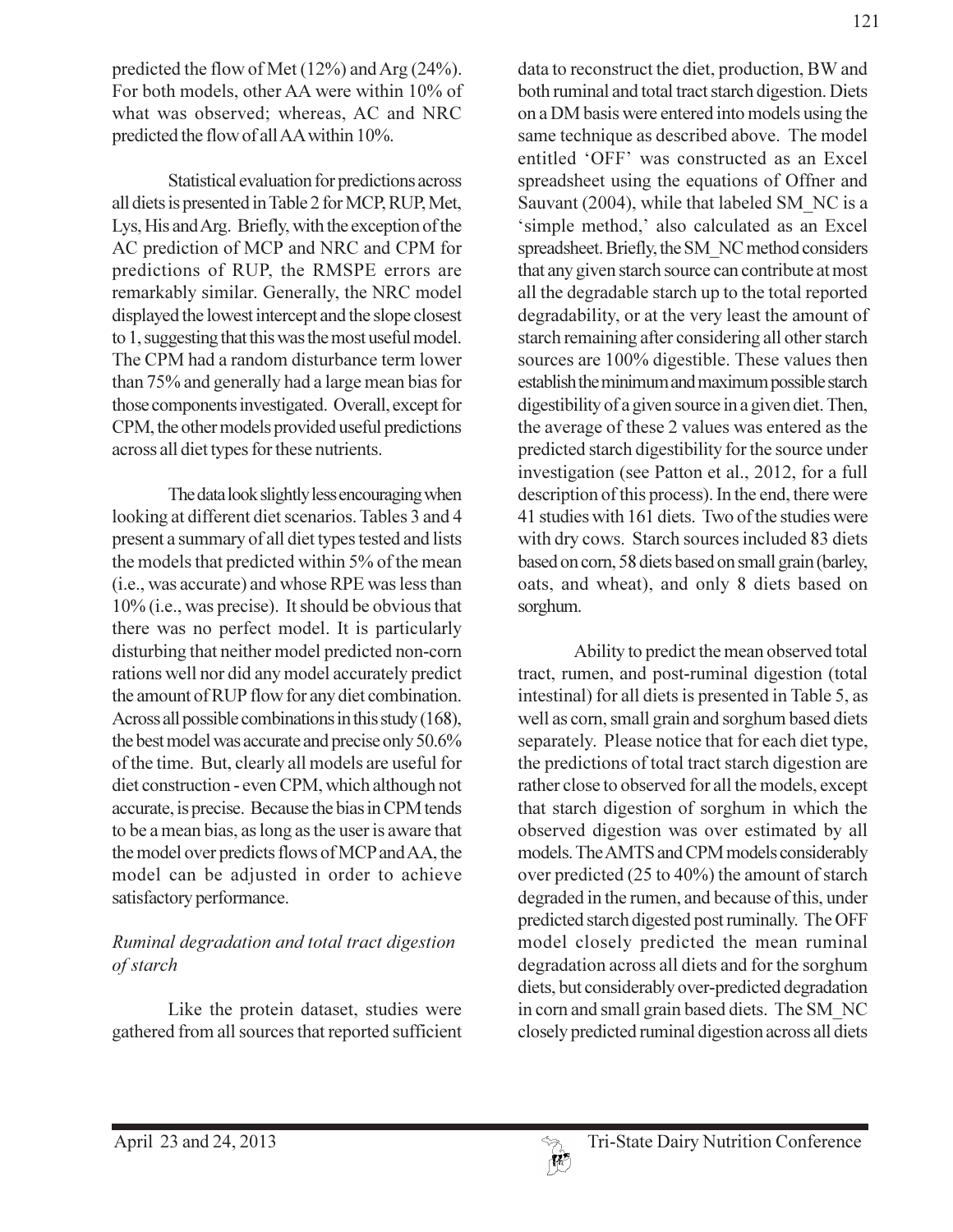predicted the flow of Met (12%) and Arg (24%). For both models, other AA were within 10% of what was observed; whereas, AC and NRC predicted the flow of all AA within 10%.

Statistical evaluation for predictions across all diets is presented in Table 2 for MCP, RUP, Met, Lys, His and Arg. Briefly, with the exception of the AC prediction of MCP and NRC and CPM for predictions of RUP, the RMSPE errors are remarkably similar. Generally, the NRC model displayed the lowest intercept and the slope closest to 1, suggesting that this was the most useful model. The CPM had a random disturbance term lower than 75% and generally had a large mean bias for those components investigated. Overall, except for CPM, the other models provided useful predictions across all diet types for these nutrients.

The data look slightly less encouraging when looking at different diet scenarios. Tables 3 and 4 present a summary of all diet types tested and lists the models that predicted within 5% of the mean (i.e., was accurate) and whose RPE was less than 10% (i.e., was precise). It should be obvious that there was no perfect model. It is particularly disturbing that neither model predicted non-corn rations well nor did any model accurately predict the amount of RUP flow for any diet combination. Across all possible combinations in this study (168), the best model was accurate and precise only 50.6% of the time. But, clearly all models are useful for diet construction - even CPM, which although not accurate, is precise. Because the bias in CPM tends to be a mean bias, as long as the user is aware that the model over predicts flows of MCP and AA, the model can be adjusted in order to achieve satisfactory performance.

### *Ruminal degradation and total tract digestion of starch*

Like the protein dataset, studies were gathered from all sources that reported sufficient data to reconstruct the diet, production, BW and both ruminal and total tract starch digestion. Diets on a DM basis were entered into models using the same technique as described above. The model entitled 'OFF' was constructed as an Excel spreadsheet using the equations of Offner and Sauvant (2004), while that labeled SM_NC is a 'simple method,' also calculated as an Excel spreadsheet. Briefly, the SM_NC method considers that any given starch source can contribute at most all the degradable starch up to the total reported degradability, or at the very least the amount of starch remaining after considering all other starch sources are 100% digestible. These values then establish the minimum and maximum possible starch digestibility of a given source in a given diet. Then, the average of these 2 values was entered as the predicted starch digestibility for the source under investigation (see Patton et al., 2012, for a full description of this process). In the end, there were 41 studies with 161 diets. Two of the studies were with dry cows. Starch sources included 83 diets based on corn, 58 diets based on small grain (barley, oats, and wheat), and only 8 diets based on sorghum.

Ability to predict the mean observed total tract, rumen, and post-ruminal digestion (total intestinal) for all diets is presented in Table 5, as well as corn, small grain and sorghum based diets separately. Please notice that for each diet type, the predictions of total tract starch digestion are rather close to observed for all the models, except that starch digestion of sorghum in which the observed digestion was over estimated by all models. The AMTS and CPM models considerably over predicted (25 to 40%) the amount of starch degraded in the rumen, and because of this, under predicted starch digested post ruminally. The OFF model closely predicted the mean ruminal degradation across all diets and for the sorghum diets, but considerably over-predicted degradation in corn and small grain based diets. The SM_NC closely predicted ruminal digestion across all diets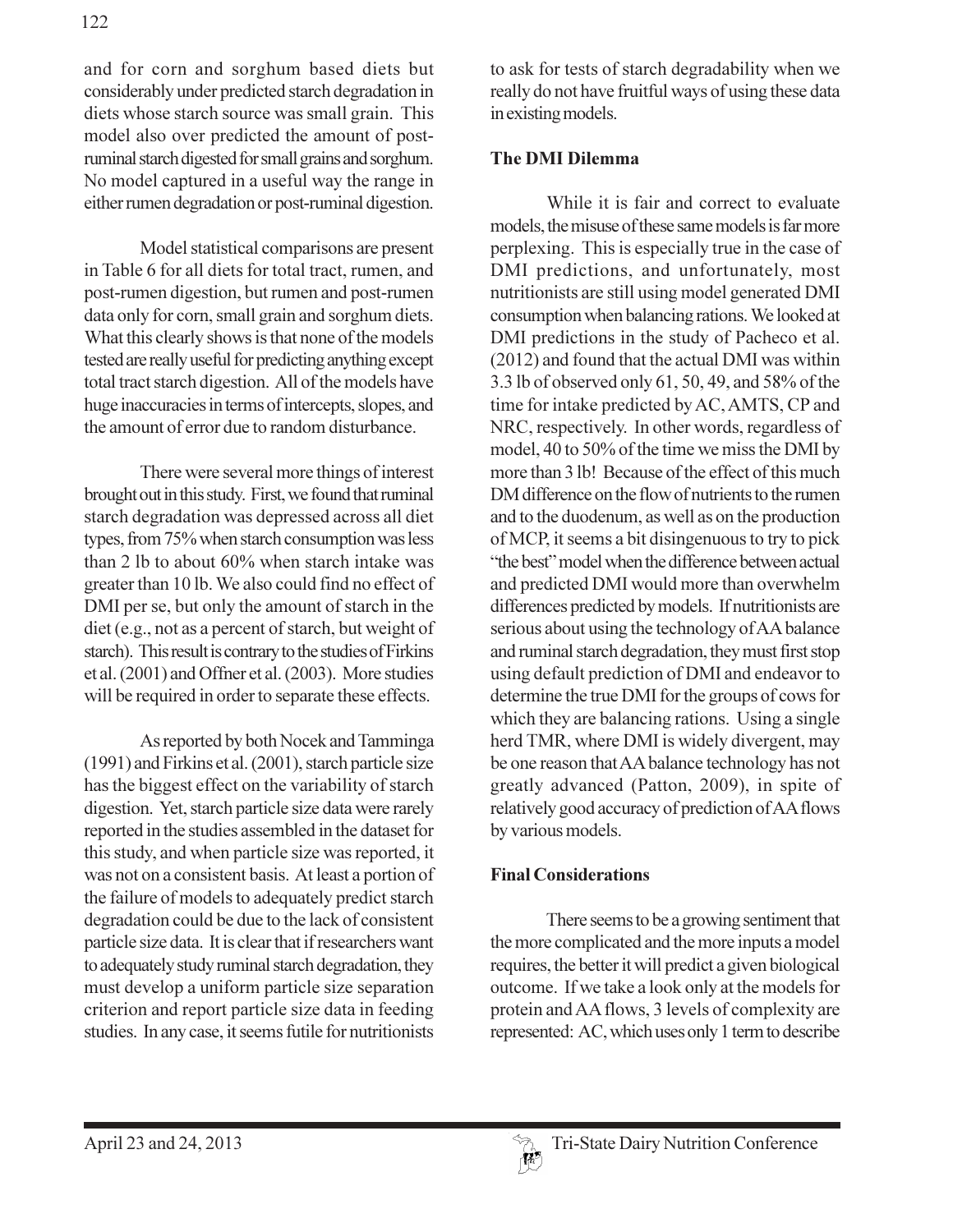and for corn and sorghum based diets but considerably under predicted starch degradation in diets whose starch source was small grain. This model also over predicted the amount of post-ruminal starch digested for small grains and sorghum. No model captured in a useful way the range in either rumen degradation or post-ruminal digestion.

Model statistical comparisons are present in Table 6 for all diets for total tract, rumen, and post-rumen digestion, but rumen and post-rumen data only for corn, small grain and sorghum diets. What this clearly shows is that none of the models tested are really useful for predicting anything except total tract starch digestion. All of the models have huge inaccuracies in terms of intercepts, slopes, and the amount of error due to random disturbance.

There were several more things of interest brought out in this study. First, we found that ruminal starch degradation was depressed across all diet types, from 75% when starch consumption was less than 2 lb to about 60% when starch intake was greater than 10 lb. We also could find no effect of DMI per se, but only the amount of starch in the diet (e.g., not as a percent of starch, but weight of starch). This result is contrary to the studies of Firkins et al. (2001) and Offner et al. (2003). More studies will be required in order to separate these effects.

As reported by both Nocek and Tamminga (1991) and Firkins et al. (2001), starch particle size has the biggest effect on the variability of starch digestion. Yet, starch particle size data were rarely reported in the studies assembled in the dataset for this study, and when particle size was reported, it was not on a consistent basis. At least a portion of the failure of models to adequately predict starch degradation could be due to the lack of consistent particle size data. It is clear that if researchers want to adequately study ruminal starch degradation, they must develop a uniform particle size separation criterion and report particle size data in feeding studies. In any case, it seems futile for nutritionists to ask for tests of starch degradability when we really do not have fruitful ways of using these data in existing models.

## The DMI Dilemma

While it is fair and correct to evaluate models, the misuse of these same models is far more perplexing. This is especially true in the case of DMI predictions, and unfortunately, most nutritionists are still using model generated DMI consumption when balancing rations. We looked at DMI predictions in the study of Pacheco et al. (2012) and found that the actual DMI was within 3.3 lb of observed only 61, 50, 49, and 58% of the time for intake predicted by AC, AMTS, CP and NRC, respectively. In other words, regardless of model, 40 to 50% of the time we miss the DMI by more than 3 lb! Because of the effect of this much DM difference on the flow of nutrients to the rumen and to the duodenum, as well as on the production of MCP, it seems a bit disingenuous to try to pick "the best" model when the difference between actual and predicted DMI would more than overwhelm differences predicted by models. If nutritionists are serious about using the technology of AA balance and ruminal starch degradation, they must first stop using default prediction of DMI and endeavor to determine the true DMI for the groups of cows for which they are balancing rations. Using a single herd TMR, where DMI is widely divergent, may be one reason that AA balance technology has not greatly advanced (Patton, 2009), in spite of relatively good accuracy of prediction of AA flows by various models.

## Final Considerations

There seems to be a growing sentiment that the more complicated and the more inputs a model requires, the better it will predict a given biological outcome. If we take a look only at the models for protein and AA flows, 3 levels of complexity are represented: AC, which uses only 1 term to describe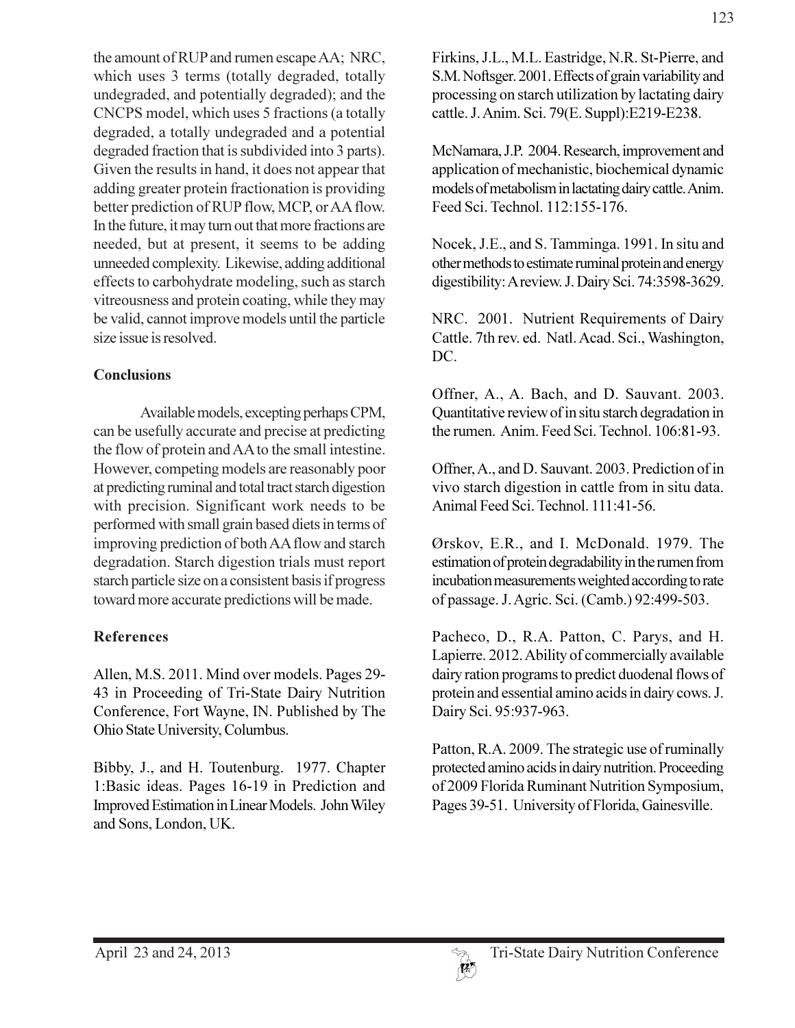the amount of RUP and rumen escape AA; NRC, which uses 3 terms (totally degraded, totally undegraded, and potentially degraded); and the CNCPS model, which uses 5 fractions (a totally degraded, a totally undegraded and a potential degraded fraction that is subdivided into 3 parts). Given the results in hand, it does not appear that adding greater protein fractionation is providing better prediction of RUP flow, MCP, or AA flow. In the future, it may turn out that more fractions are needed, but at present, it seems to be adding unneeded complexity. Likewise, adding additional effects to carbohydrate modeling, such as starch vitreousness and protein coating, while they may be valid, cannot improve models until the particle size issue is resolved.

## Conclusions

Available models, excepting perhaps CPM, can be usefully accurate and precise at predicting the flow of protein and AA to the small intestine. However, competing models are reasonably poor at predicting ruminal and total tract starch digestion with precision. Significant work needs to be performed with small grain based diets in terms of improving prediction of both AA flow and starch degradation. Starch digestion trials must report starch particle size on a consistent basis if progress toward more accurate predictions will be made.

## References

Allen, M.S. 2011. Mind over models. Pages 29-43 in Proceeding of Tri-State Dairy Nutrition Conference, Fort Wayne, IN. Published by The Ohio State University, Columbus.

Bibby, J., and H. Toutenburg. 1977. Chapter 1:Basic ideas. Pages 16-19 in Prediction and Improved Estimation in Linear Models. John Wiley and Sons, London, UK.

Firkins, J.L., M.L. Eastridge, N.R. St-Pierre, and S.M. Noftsger. 2001. Effects of grain variability and processing on starch utilization by lactating dairy cattle. J. Anim. Sci. 79(E. Suppl):E219-E238.

McNamara, J.P. 2004. Research, improvement and application of mechanistic, biochemical dynamic models of metabolism in lactating dairy cattle. Anim. Feed Sci. Technol. 112:155-176.

Nocek, J.E., and S. Tamminga. 1991. In situ and other methods to estimate ruminal protein and energy digestibility: A review. J. Dairy Sci. 74:3598-3629.

NRC. 2001. Nutrient Requirements of Dairy Cattle. 7th rev. ed. Natl. Acad. Sci., Washington, DC.

Offner, A., A. Bach, and D. Sauvant. 2003. Quantitative review of in situ starch degradation in the rumen. Anim. Feed Sci. Technol. 106:81-93.

Offner, A., and D. Sauvant. 2003. Prediction of in vivo starch digestion in cattle from in situ data. Animal Feed Sci. Technol. 111:41-56.

Ørskov, E.R., and I. McDonald. 1979. The estimation of protein degradability in the rumen from incubation measurements weighted according to rate of passage. J. Agric. Sci. (Camb.) 92:499-503.

Pacheco, D., R.A. Patton, C. Parys, and H. Lapierre. 2012. Ability of commercially available dairy ration programs to predict duodenal flows of protein and essential amino acids in dairy cows. J. Dairy Sci. 95:937-963.

Patton, R.A. 2009. The strategic use of ruminally protected amino acids in dairy nutrition. Proceeding of 2009 Florida Ruminant Nutrition Symposium, Pages 39-51. University of Florida, Gainesville.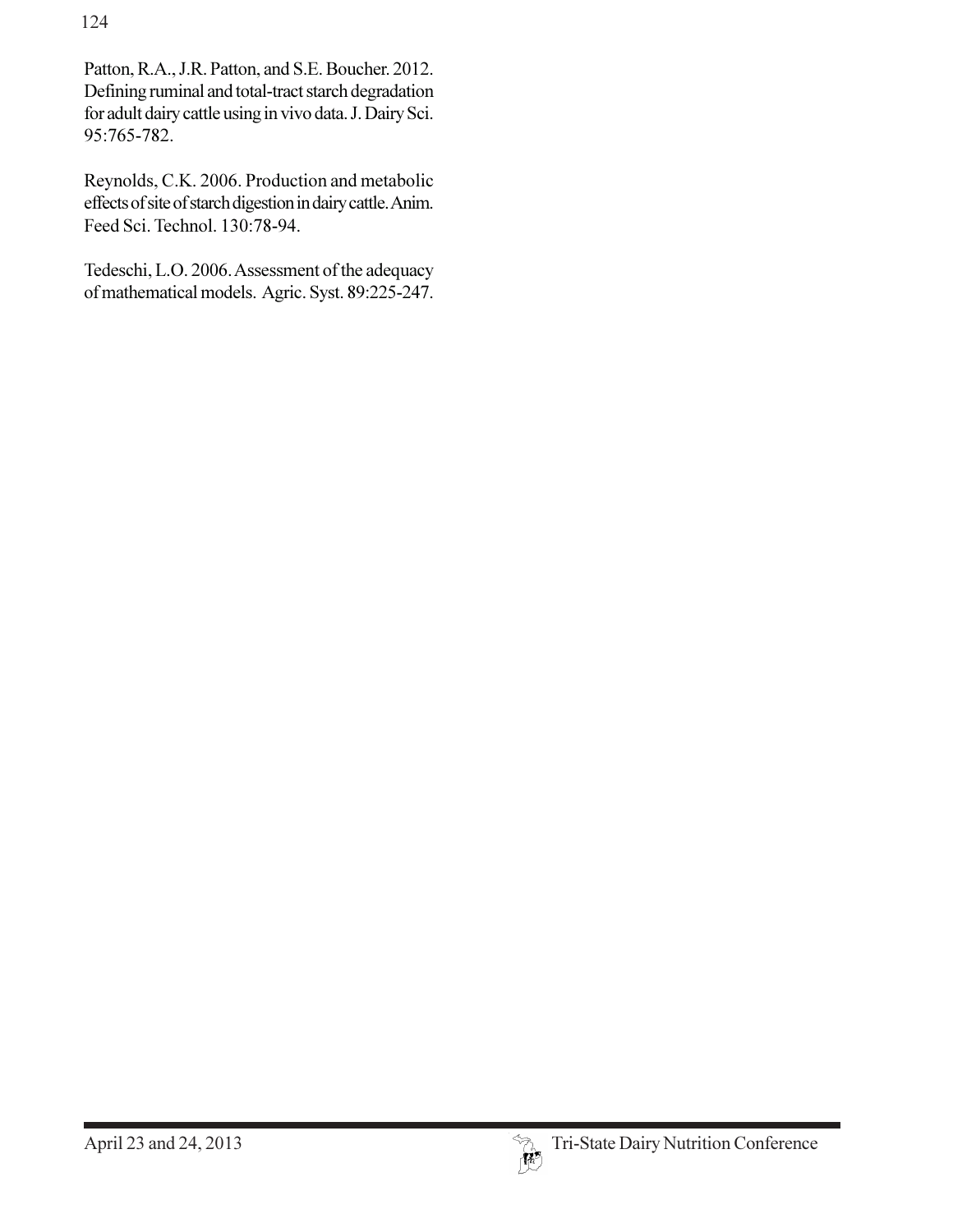Patton, R.A., J.R. Patton, and S.E. Boucher. 2012. Defining ruminal and total-tract starch degradation for adult dairy cattle using in vivo data. J. Dairy Sci. 95:765-782.

Reynolds, C.K. 2006. Production and metabolic effects of site of starch digestion in dairy cattle. Anim. Feed Sci. Technol. 130:78-94.

Tedeschi, L.O. 2006. Assessment of the adequacy of mathematical models. Agric. Syst. 89:225-247.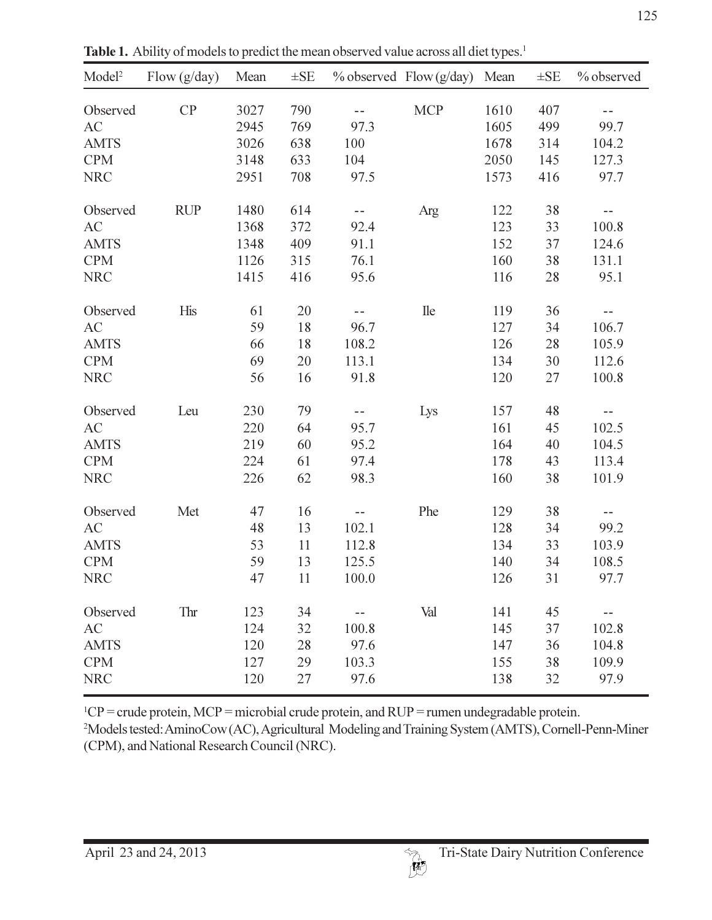**Table 1.** Ability of models to predict the mean observed value across all diet types.[1]

| Model[2] | Flow (g/day) | Mean | ±SE | % observed | Flow (g/day) | Mean | ±SE | % observed |
|---|---|---|---|---|---|---|---|---|
| Observed | CP | 3027 | 790 | -- | MCP | 1610 | 407 | -- |
| AC | | 2945 | 769 | 97.3 | | 1605 | 499 | 99.7 |
| AMTS | | 3026 | 638 | 100 | | 1678 | 314 | 104.2 |
| CPM | | 3148 | 633 | 104 | | 2050 | 145 | 127.3 |
| NRC | | 2951 | 708 | 97.5 | | 1573 | 416 | 97.7 |
| Observed | RUP | 1480 | 614 | -- | Arg | 122 | 38 | -- |
| AC | | 1368 | 372 | 92.4 | | 123 | 33 | 100.8 |
| AMTS | | 1348 | 409 | 91.1 | | 152 | 37 | 124.6 |
| CPM | | 1126 | 315 | 76.1 | | 160 | 38 | 131.1 |
| NRC | | 1415 | 416 | 95.6 | | 116 | 28 | 95.1 |
| Observed | His | 61 | 20 | -- | Ile | 119 | 36 | -- |
| AC | | 59 | 18 | 96.7 | | 127 | 34 | 106.7 |
| AMTS | | 66 | 18 | 108.2 | | 126 | 28 | 105.9 |
| CPM | | 69 | 20 | 113.1 | | 134 | 30 | 112.6 |
| NRC | | 56 | 16 | 91.8 | | 120 | 27 | 100.8 |
| Observed | Leu | 230 | 79 | -- | Lys | 157 | 48 | -- |
| AC | | 220 | 64 | 95.7 | | 161 | 45 | 102.5 |
| AMTS | | 219 | 60 | 95.2 | | 164 | 40 | 104.5 |
| CPM | | 224 | 61 | 97.4 | | 178 | 43 | 113.4 |
| NRC | | 226 | 62 | 98.3 | | 160 | 38 | 101.9 |
| Observed | Met | 47 | 16 | -- | Phe | 129 | 38 | -- |
| AC | | 48 | 13 | 102.1 | | 128 | 34 | 99.2 |
| AMTS | | 53 | 11 | 112.8 | | 134 | 33 | 103.9 |
| CPM | | 59 | 13 | 125.5 | | 140 | 34 | 108.5 |
| NRC | | 47 | 11 | 100.0 | | 126 | 31 | 97.7 |
| Observed | Thr | 123 | 34 | -- | Val | 141 | 45 | -- |
| AC | | 124 | 32 | 100.8 | | 145 | 37 | 102.8 |
| AMTS | | 120 | 28 | 97.6 | | 147 | 36 | 104.8 |
| CPM | | 127 | 29 | 103.3 | | 155 | 38 | 109.9 |
| NRC | | 120 | 27 | 97.6 | | 138 | 32 | 97.9 |

[1]CP = crude protein, MCP = microbial crude protein, and RUP = rumen undegradable protein.
[2]Models tested: AminoCow (AC), Agricultural Modeling and Training System (AMTS), Cornell-Penn-Miner (CPM), and National Research Council (NRC).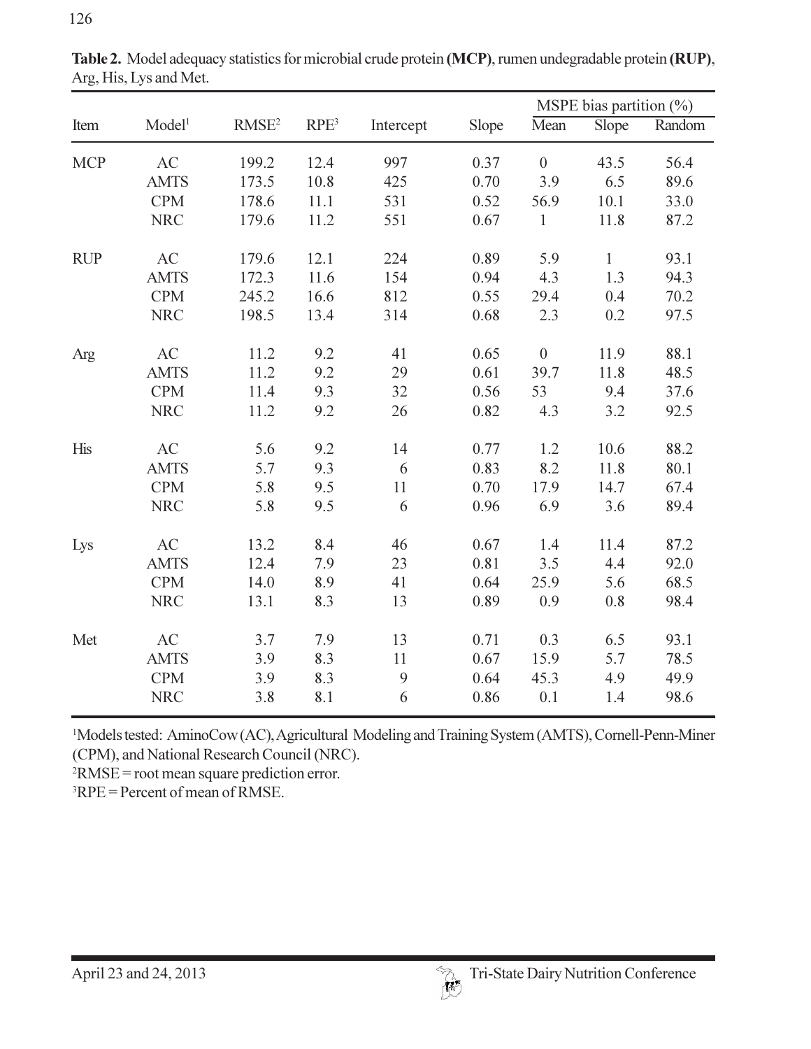**Table 2.** Model adequacy statistics for microbial crude protein **(MCP)**, rumen undegradable protein **(RUP)**, Arg, His, Lys and Met.

| Item | Model[1] | RMSE[2] | RPE[3] | Intercept | Slope | MSPE bias partition (%) | | |
|---|---|---|---|---|---|---|---|---|
| | | | | | | Mean | Slope | Random |
| MCP | AC | 199.2 | 12.4 | 997 | 0.37 | 0 | 43.5 | 56.4 |
| | AMTS | 173.5 | 10.8 | 425 | 0.70 | 3.9 | 6.5 | 89.6 |
| | CPM | 178.6 | 11.1 | 531 | 0.52 | 56.9 | 10.1 | 33.0 |
| | NRC | 179.6 | 11.2 | 551 | 0.67 | 1 | 11.8 | 87.2 |
| RUP | AC | 179.6 | 12.1 | 224 | 0.89 | 5.9 | 1 | 93.1 |
| | AMTS | 172.3 | 11.6 | 154 | 0.94 | 4.3 | 1.3 | 94.3 |
| | CPM | 245.2 | 16.6 | 812 | 0.55 | 29.4 | 0.4 | 70.2 |
| | NRC | 198.5 | 13.4 | 314 | 0.68 | 2.3 | 0.2 | 97.5 |
| Arg | AC | 11.2 | 9.2 | 41 | 0.65 | 0 | 11.9 | 88.1 |
| | AMTS | 11.2 | 9.2 | 29 | 0.61 | 39.7 | 11.8 | 48.5 |
| | CPM | 11.4 | 9.3 | 32 | 0.56 | 53 | 9.4 | 37.6 |
| | NRC | 11.2 | 9.2 | 26 | 0.82 | 4.3 | 3.2 | 92.5 |
| His | AC | 5.6 | 9.2 | 14 | 0.77 | 1.2 | 10.6 | 88.2 |
| | AMTS | 5.7 | 9.3 | 6 | 0.83 | 8.2 | 11.8 | 80.1 |
| | CPM | 5.8 | 9.5 | 11 | 0.70 | 17.9 | 14.7 | 67.4 |
| | NRC | 5.8 | 9.5 | 6 | 0.96 | 6.9 | 3.6 | 89.4 |
| Lys | AC | 13.2 | 8.4 | 46 | 0.67 | 1.4 | 11.4 | 87.2 |
| | AMTS | 12.4 | 7.9 | 23 | 0.81 | 3.5 | 4.4 | 92.0 |
| | CPM | 14.0 | 8.9 | 41 | 0.64 | 25.9 | 5.6 | 68.5 |
| | NRC | 13.1 | 8.3 | 13 | 0.89 | 0.9 | 0.8 | 98.4 |
| Met | AC | 3.7 | 7.9 | 13 | 0.71 | 0.3 | 6.5 | 93.1 |
| | AMTS | 3.9 | 8.3 | 11 | 0.67 | 15.9 | 5.7 | 78.5 |
| | CPM | 3.9 | 8.3 | 9 | 0.64 | 45.3 | 4.9 | 49.9 |
| | NRC | 3.8 | 8.1 | 6 | 0.86 | 0.1 | 1.4 | 98.6 |

[1]Models tested: AminoCow (AC), Agricultural Modeling and Training System (AMTS), Cornell-Penn-Miner (CPM), and National Research Council (NRC).
[2]RMSE = root mean square prediction error.
[3]RPE = Percent of mean of RMSE.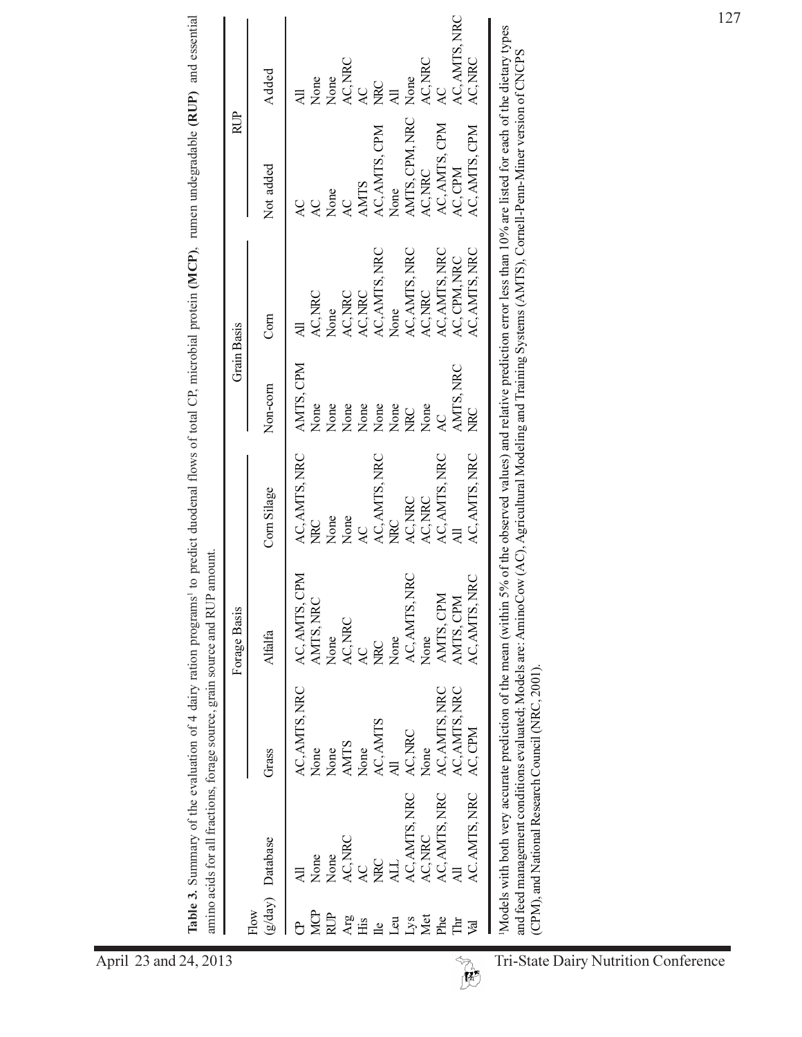**Table 3.** Summary of the evaluation of 4 dairy ration programs[1] to predict duodenal flows of total CP, microbial protein **(MCP)**, rumen undegradable **(RUP)** and essential amino acids for all fractions, forage source, grain source and RUP amount.

| Flow (g/day) | Database | Forage Basis | | | Grain Basis | | RUP | |
|---|---|---|---|---|---|---|---|---|
| | | Grass | Alfalfa | Corn Silage | Non-corn | Corn | Not added | Added |
| CP | All | AC, AMTS, NRC | AC, AMTS, CPM | AC, AMTS, NRC | AMTS, CPM | All | AC | All |
| MCP | None | None | AMTS, NRC | NRC | None | AC, NRC | AC | None |
| RUP | None | None | None | None | None | None | None | None |
| Arg | AC, NRC | AMTS | AC, NRC | None | None | AC, NRC | AC | AC, NRC |
| His | AC | None | AC | AC | None | AC, NRC | AMTS | AC |
| Ile | NRC | AC, AMTS | NRC | AC, AMTS, NRC | None | AC, AMTS, NRC | AC, AMTS, CPM | NRC |
| Leu | ALL | All | None | NRC | None | None | None | All |
| Lys | AC, AMTS, NRC | AC, NRC | AC, AMTS, NRC | AC, NRC | NRC | AC, AMTS, NRC | AMTS, CPM, NRC | None |
| Met | AC, NRC | None | None | AC, NRC | None | AC, NRC | AC, NRC | AC, NRC |
| Phe | AC, AMTS, NRC | AC, AMTS, NRC | AMTS, CPM | AC, AMTS, NRC | AC | AC, AMTS, NRC | AC, AMTS, CPM | AC |
| Thr | All | AC, AMTS, NRC | AMTS, CPM | All | AMTS, NRC | AC, CPM, NRC | AC, CPM | AC, AMTS, NRC |
| Val | AC. AMTS, NRC | AC, CPM | AC, AMTS, NRC | AC, AMTS, NRC | NRC | AC, AMTS, NRC | AC, AMTS, CPM | AC, NRC |

[1]Models with both very accurate prediction of the mean (within 5% of the observed values) and relative prediction error less than 10% are listed for each of the dietary types and feed management conditions evaluated; Models are: AminoCow (AC), Agricultural Modeling and Training Systems (AMTS), Cornell-Penn-Miner version of CNCPS (CPM), and National Research Council (NRC, 2001).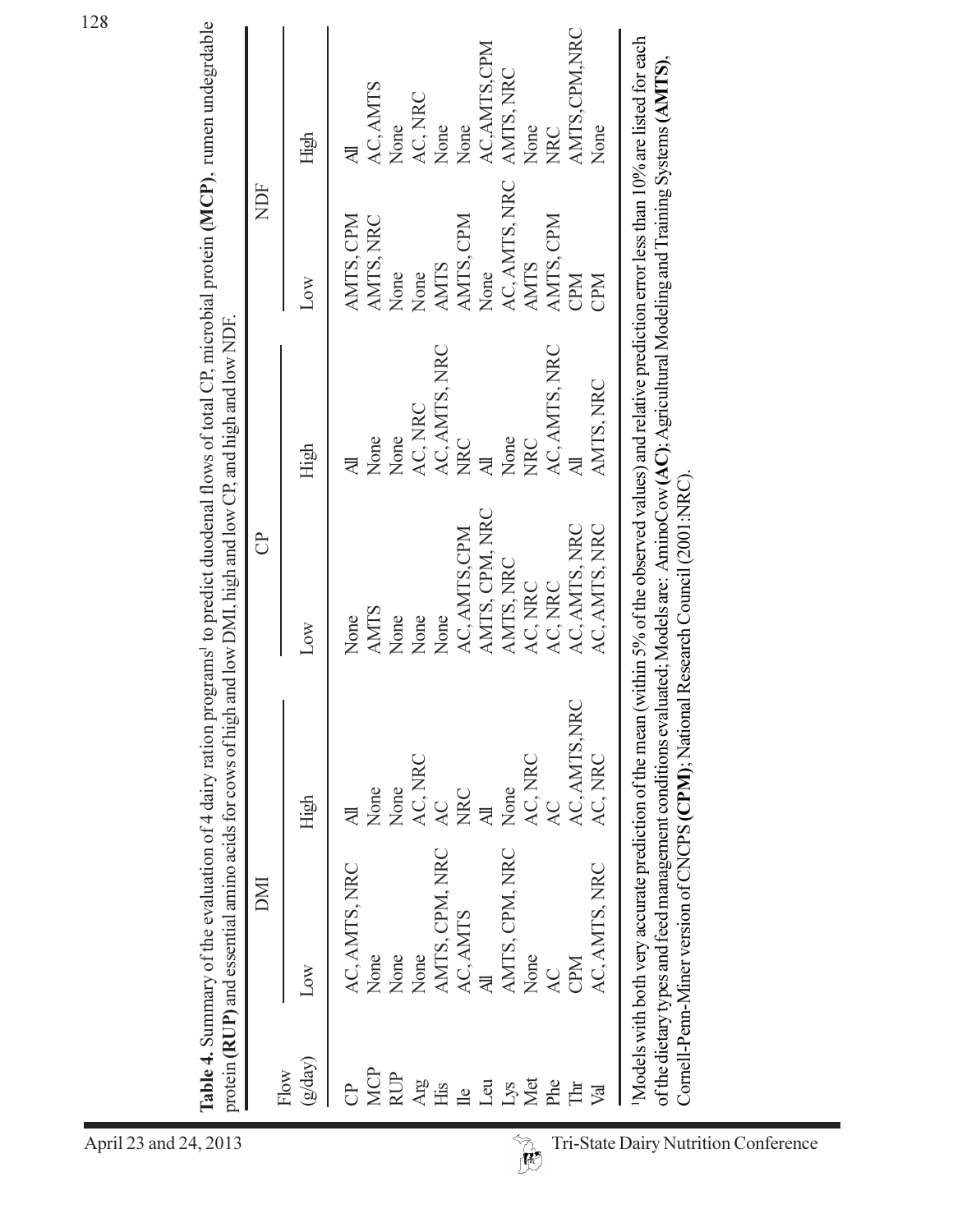**Table 4.** Summary of the evaluation of 4 dairy ration programs[1] to predict duodenal flows of total CP, microbial protein **(MCP)**, rumen undegrdable protein **(RUP)** and essential amino acids for cows of high and low DMI, high and low CP, and high and low NDF.

| Flow (g/day) | DMI | | CP | | NDF | |
|---|---|---|---|---|---|---|
| | Low | High | Low | High | Low | High |
| CP | AC, AMTS, NRC | All | None | All | AMTS, CPM | All |
| MCP | None | None | AMTS | None | AMTS, NRC | AC, AMTS |
| RUP | None | None | None | None | None | None |
| Arg | None | AC, NRC | None | AC, NRC | None | AC, NRC |
| His | AMTS, CPM, NRC | AC | None | AC, AMTS, NRC | AMTS | None |
| Ile | AC, AMTS | NRC | AC, AMTS, CPM | NRC | AMTS, CPM | None |
| Leu | All | All | AMTS, CPM, NRC | All | None | AC, AMTS, CPM |
| Lys | AMTS, CPM, NRC | None | AMTS, NRC | None | AC, AMTS, NRC | AMTS, NRC |
| Met | None | AC, NRC | AC, NRC | NRC | AMTS | None |
| Phe | AC | AC | AC, NRC | AC, AMTS, NRC | AMTS, CPM | NRC |
| Thr | CPM | AC, AMTS, NRC | AC, AMTS, NRC | All | CPM | AMTS, CPM, NRC |
| Val | AC, AMTS, NRC | AC, NRC | AC, AMTS, NRC | AMTS, NRC | CPM | None |

[1]Models with both very accurate prediction of the mean (within 5% of the observed values) and relative prediction error less than 10% are listed for each of the dietary types and feed management conditions evaluated; Models are: AminoCow **(AC)**; Agricultural Modeling and Training Systems **(AMTS)**, Cornell-Penn-Miner version of CNCPS **(CPM)**; National Research Council (2001:NRC).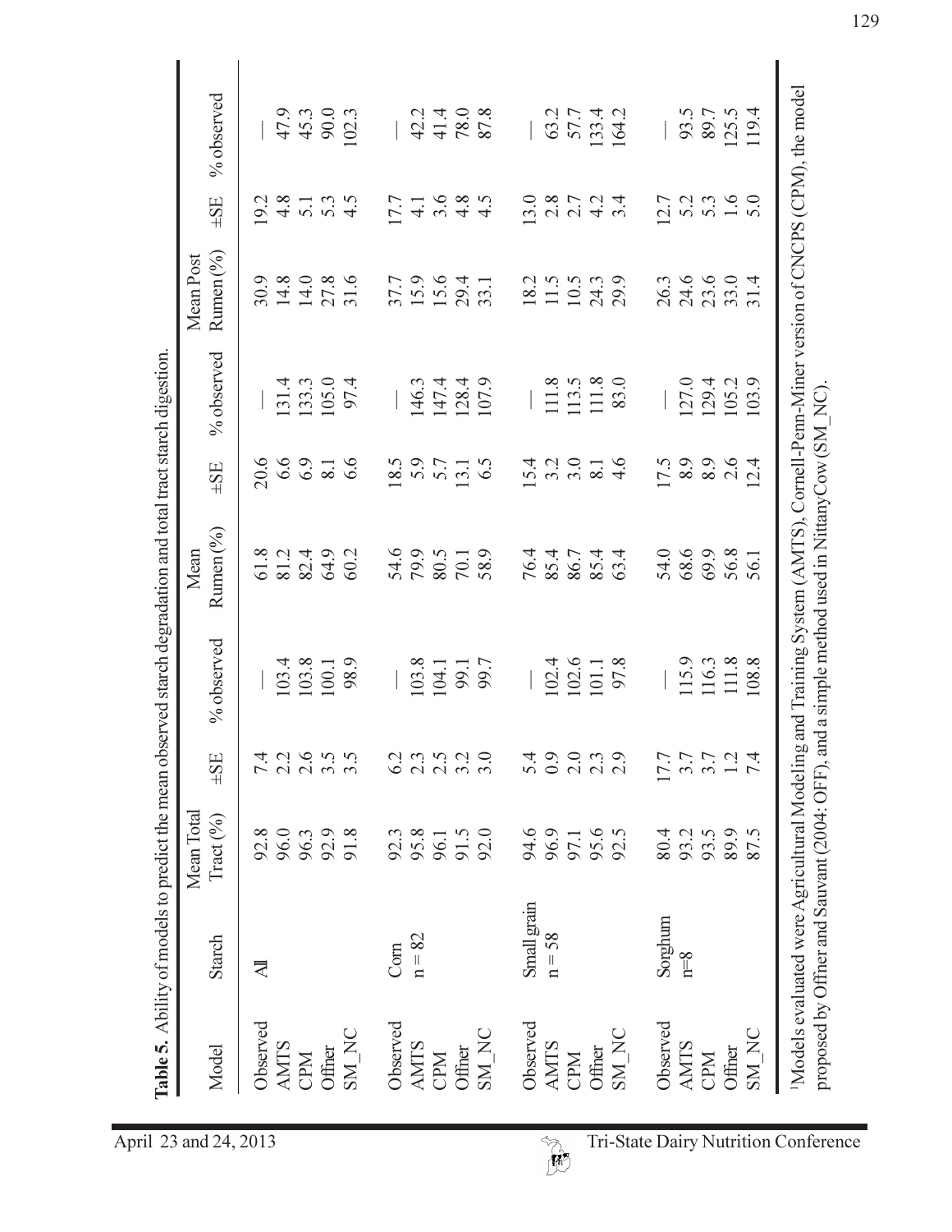**Table 5.** Ability of models to predict the mean observed starch degradation and total tract starch digestion.

| Model | Starch | Mean Total Tract (%) | ±SE | % observed | Mean Rumen (%) | ±SE | % observed | Mean Post Rumen (%) | ±SE | % observed |
|---|---|---|---|---|---|---|---|---|---|---|
| Observed | All | 92.8 | 7.4 | — | 61.8 | 20.6 | — | 30.9 | 19.2 | — |
| AMTS | | 96.0 | 2.2 | 103.4 | 81.2 | 6.6 | 131.4 | 14.8 | 4.8 | 47.9 |
| CPM | | 96.3 | 2.6 | 103.8 | 82.4 | 6.9 | 133.3 | 14.0 | 5.1 | 45.3 |
| Offner | | 92.9 | 3.5 | 100.1 | 64.9 | 8.1 | 105.0 | 27.8 | 5.3 | 90.0 |
| SM_NC | | 91.8 | 3.5 | 98.9 | 60.2 | 6.6 | 97.4 | 31.6 | 4.5 | 102.3 |
| Observed | Corn | 92.3 | 6.2 | — | 54.6 | 18.5 | — | 37.7 | 17.7 | — |
| AMTS | n = 82 | 95.8 | 2.3 | 103.8 | 79.9 | 5.9 | 146.3 | 15.9 | 4.1 | 42.2 |
| CPM | | 96.1 | 2.5 | 104.1 | 80.5 | 5.7 | 147.4 | 15.6 | 3.6 | 41.4 |
| Offner | | 91.5 | 3.2 | 99.1 | 70.1 | 13.1 | 128.4 | 29.4 | 4.8 | 78.0 |
| SM_NC | | 92.0 | 3.0 | 99.7 | 58.9 | 6.5 | 107.9 | 33.1 | 4.5 | 87.8 |
| Observed | Small grain | 94.6 | 5.4 | — | 76.4 | 15.4 | — | 18.2 | 13.0 | — |
| AMTS | n = 58 | 96.9 | 0.9 | 102.4 | 85.4 | 3.2 | 111.8 | 11.5 | 2.8 | 63.2 |
| CPM | | 97.1 | 2.0 | 102.6 | 86.7 | 3.0 | 113.5 | 10.5 | 2.7 | 57.7 |
| Offner | | 95.6 | 2.3 | 101.1 | 85.4 | 8.1 | 111.8 | 24.3 | 4.2 | 133.4 |
| SM_NC | | 92.5 | 2.9 | 97.8 | 63.4 | 4.6 | 83.0 | 29.9 | 3.4 | 164.2 |
| Observed | Sorghum | 80.4 | 17.7 | — | 54.0 | 17.5 | — | 26.3 | 12.7 | — |
| AMTS | n=8 | 93.2 | 3.7 | 115.9 | 68.6 | 8.9 | 127.0 | 24.6 | 5.2 | 93.5 |
| CPM | | 93.5 | 3.7 | 116.3 | 69.9 | 8.9 | 129.4 | 23.6 | 5.3 | 89.7 |
| Offner | | 89.9 | 1.2 | 111.8 | 56.8 | 2.6 | 105.2 | 33.0 | 1.6 | 125.5 |
| SM_NC | | 87.5 | 7.4 | 108.8 | 56.1 | 12.4 | 103.9 | 31.4 | 5.0 | 119.4 |

[1]Models evaluated were Agricultural Modeling and Training System (AMTS), Cornell-Penn-Miner version of CNCPS (CPM), the model proposed by Offner and Sauvant (2004: OFF), and a simple method used in NittanyCow (SM_NC).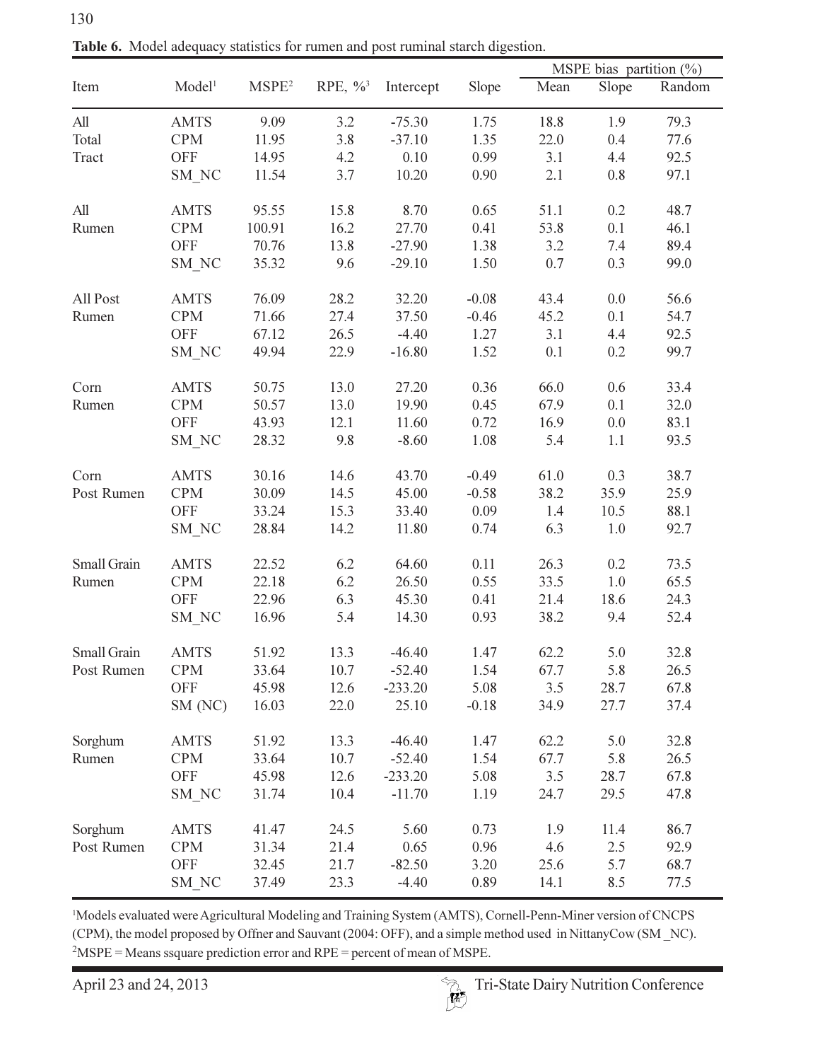**Table 6.** Model adequacy statistics for rumen and post ruminal starch digestion.

| Item | Model[1] | MSPE[2] | RPE, %[3] | Intercept | Slope | MSPE bias partition (%) | | |
|---|---|---|---|---|---|---|---|---|
| | | | | | | Mean | Slope | Random |
| All Total Tract | AMTS | 9.09 | 3.2 | -75.30 | 1.75 | 18.8 | 1.9 | 79.3 |
| | CPM | 11.95 | 3.8 | -37.10 | 1.35 | 22.0 | 0.4 | 77.6 |
| | OFF | 14.95 | 4.2 | 0.10 | 0.99 | 3.1 | 4.4 | 92.5 |
| | SM_NC | 11.54 | 3.7 | 10.20 | 0.90 | 2.1 | 0.8 | 97.1 |
| All Rumen | AMTS | 95.55 | 15.8 | 8.70 | 0.65 | 51.1 | 0.2 | 48.7 |
| | CPM | 100.91 | 16.2 | 27.70 | 0.41 | 53.8 | 0.1 | 46.1 |
| | OFF | 70.76 | 13.8 | -27.90 | 1.38 | 3.2 | 7.4 | 89.4 |
| | SM_NC | 35.32 | 9.6 | -29.10 | 1.50 | 0.7 | 0.3 | 99.0 |
| All Post Rumen | AMTS | 76.09 | 28.2 | 32.20 | -0.08 | 43.4 | 0.0 | 56.6 |
| | CPM | 71.66 | 27.4 | 37.50 | -0.46 | 45.2 | 0.1 | 54.7 |
| | OFF | 67.12 | 26.5 | -4.40 | 1.27 | 3.1 | 4.4 | 92.5 |
| | SM_NC | 49.94 | 22.9 | -16.80 | 1.52 | 0.1 | 0.2 | 99.7 |
| Corn Rumen | AMTS | 50.75 | 13.0 | 27.20 | 0.36 | 66.0 | 0.6 | 33.4 |
| | CPM | 50.57 | 13.0 | 19.90 | 0.45 | 67.9 | 0.1 | 32.0 |
| | OFF | 43.93 | 12.1 | 11.60 | 0.72 | 16.9 | 0.0 | 83.1 |
| | SM_NC | 28.32 | 9.8 | -8.60 | 1.08 | 5.4 | 1.1 | 93.5 |
| Corn Post Rumen | AMTS | 30.16 | 14.6 | 43.70 | -0.49 | 61.0 | 0.3 | 38.7 |
| | CPM | 30.09 | 14.5 | 45.00 | -0.58 | 38.2 | 35.9 | 25.9 |
| | OFF | 33.24 | 15.3 | 33.40 | 0.09 | 1.4 | 10.5 | 88.1 |
| | SM_NC | 28.84 | 14.2 | 11.80 | 0.74 | 6.3 | 1.0 | 92.7 |
| Small Grain Rumen | AMTS | 22.52 | 6.2 | 64.60 | 0.11 | 26.3 | 0.2 | 73.5 |
| | CPM | 22.18 | 6.2 | 26.50 | 0.55 | 33.5 | 1.0 | 65.5 |
| | OFF | 22.96 | 6.3 | 45.30 | 0.41 | 21.4 | 18.6 | 24.3 |
| | SM_NC | 16.96 | 5.4 | 14.30 | 0.93 | 38.2 | 9.4 | 52.4 |
| Small Grain Post Rumen | AMTS | 51.92 | 13.3 | -46.40 | 1.47 | 62.2 | 5.0 | 32.8 |
| | CPM | 33.64 | 10.7 | -52.40 | 1.54 | 67.7 | 5.8 | 26.5 |
| | OFF | 45.98 | 12.6 | -233.20 | 5.08 | 3.5 | 28.7 | 67.8 |
| | SM (NC) | 16.03 | 22.0 | 25.10 | -0.18 | 34.9 | 27.7 | 37.4 |
| Sorghum Rumen | AMTS | 51.92 | 13.3 | -46.40 | 1.47 | 62.2 | 5.0 | 32.8 |
| | CPM | 33.64 | 10.7 | -52.40 | 1.54 | 67.7 | 5.8 | 26.5 |
| | OFF | 45.98 | 12.6 | -233.20 | 5.08 | 3.5 | 28.7 | 67.8 |
| | SM_NC | 31.74 | 10.4 | -11.70 | 1.19 | 24.7 | 29.5 | 47.8 |
| Sorghum Post Rumen | AMTS | 41.47 | 24.5 | 5.60 | 0.73 | 1.9 | 11.4 | 86.7 |
| | CPM | 31.34 | 21.4 | 0.65 | 0.96 | 4.6 | 2.5 | 92.9 |
| | OFF | 32.45 | 21.7 | -82.50 | 3.20 | 25.6 | 5.7 | 68.7 |
| | SM_NC | 37.49 | 23.3 | -4.40 | 0.89 | 14.1 | 8.5 | 77.5 |

[1]Models evaluated were Agricultural Modeling and Training System (AMTS), Cornell-Penn-Miner version of CNCPS (CPM), the model proposed by Offner and Sauvant (2004: OFF), and a simple method used in NittanyCow (SM _NC).
[2]MSPE = Means ssquare prediction error and RPE = percent of mean of MSPE.